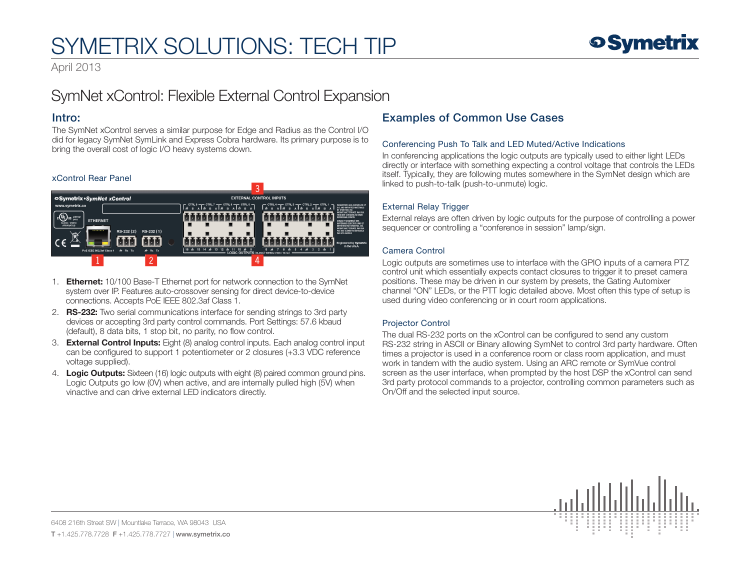# SYMETRIX SOLUTIONS: TECH TIP

April 2013

## SymNet xControl: Flexible External Control Expansion

### Intro:

The SymNet xControl serves a similar purpose for Edge and Radius as the Control I/O did for legacy SymNet SymLink and Express Cobra hardware. Its primary purpose is to bring the overall cost of logic I/O heavy systems down.

#### xControl Rear Panel

1. **Ethernet:** 10/100 Base-T Ethernet port for network connection to the SymNet system over IP. Features auto-crossover sensing for direct device-to-device connections. Accepts PoE IEEE 802.3af Class 1.
2. **RS-232:** Two serial communications interface for sending strings to 3rd party devices or accepting 3rd party control commands. Port Settings: 57.6 kbaud (default), 8 data bits, 1 stop bit, no parity, no flow control.
3. **External Control Inputs:** Eight (8) analog control inputs. Each analog control input can be configured to support 1 potentiometer or 2 closures (+3.3 VDC reference voltage supplied).
4. **Logic Outputs:** Sixteen (16) logic outputs with eight (8) paired common ground pins. Logic Outputs go low (0V) when active, and are internally pulled high (5V) when vinactive and can drive external LED indicators directly.

### Examples of Common Use Cases

#### Conferencing Push To Talk and LED Muted/Active Indications

In conferencing applications the logic outputs are typically used to either light LEDs directly or interface with something expecting a control voltage that controls the LEDs itself. Typically, they are following mutes somewhere in the SymNet design which are linked to push-to-talk (push-to-unmute) logic.

#### External Relay Trigger

External relays are often driven by logic outputs for the purpose of controlling a power sequencer or controlling a “conference in session” lamp/sign.

#### Camera Control

Logic outputs are sometimes use to interface with the GPIO inputs of a camera PTZ control unit which essentially expects contact closures to trigger it to preset camera positions. These may be driven in our system by presets, the Gating Automixer channel “ON” LEDs, or the PTT logic detailed above. Most often this type of setup is used during video conferencing or in court room applications.

#### Projector Control

The dual RS-232 ports on the xControl can be configured to send any custom RS-232 string in ASCII or Binary allowing SymNet to control 3rd party hardware. Often times a projector is used in a conference room or class room application, and must work in tandem with the audio system. Using an ARC remote or SymVue control screen as the user interface, when prompted by the host DSP the xControl can send 3rd party protocol commands to a projector, controlling common parameters such as On/Off and the selected input source.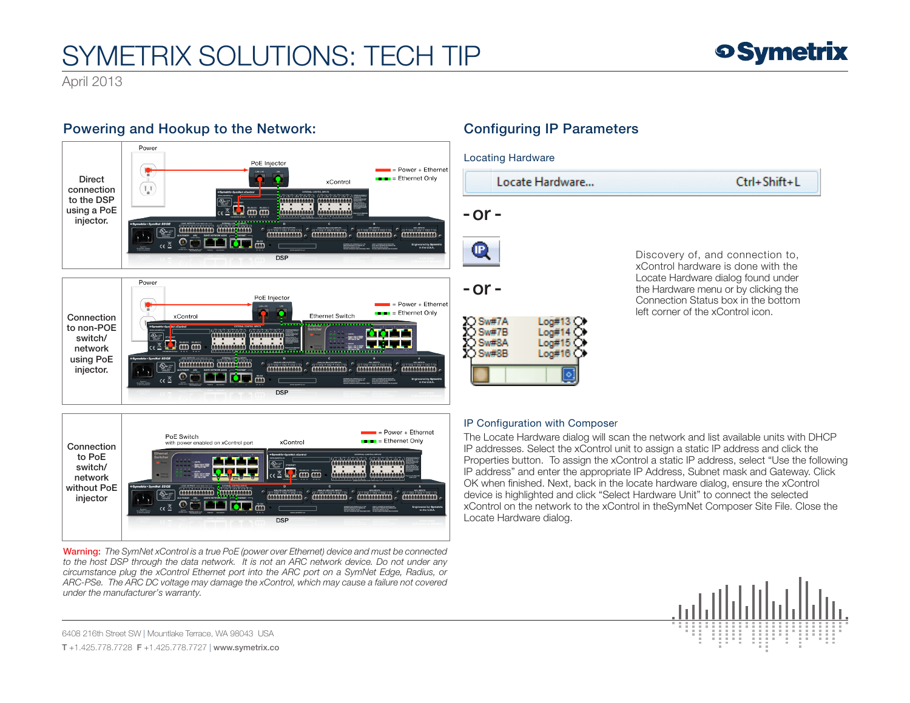# SYMETRIX SOLUTIONS: TECH TIP

April 2013

## Powering and Hookup to the Network:

Direct connection to the DSP using a PoE injector.

Power

PoE Injector

xControl

DSP

= Power + Ethernet

= Ethernet Only

Connection to non-POE switch/ network using PoE injector.

Power

PoE Injector

xControl

Ethernet Switch

DSP

= Power + Ethernet

= Ethernet Only

Connection to PoE switch/ network without PoE injector

PoE Switch
with power enabled on xControl port

xControl

DSP

= Power + Ethernet

= Ethernet Only

**Warning:** *The SymNet xControl is a true PoE (power over Ethernet) device and must be connected to the host DSP through the data network. It is not an ARC network device. Do not under any circumstance plug the xControl Ethernet port into the ARC port on a SymNet Edge, Radius, or ARC-PSe. The ARC DC voltage may damage the xControl, which may cause a failure not covered under the manufacturer's warranty.*

## Configuring IP Parameters

### Locating Hardware

Locate Hardware... Ctrl+Shift+L

- or -

- or -

Sw#7A Log#13
Sw#7B Log#14
Sw#8A Log#15
Sw#8B Log#16

Discovery of, and connection to, xControl hardware is done with the Locate Hardware dialog found under the Hardware menu or by clicking the Connection Status box in the bottom left corner of the xControl icon.

### IP Configuration with Composer

The Locate Hardware dialog will scan the network and list available units with DHCP IP addresses. Select the xControl unit to assign a static IP address and click the Properties button. To assign the xControl a static IP address, select "Use the following IP address" and enter the appropriate IP Address, Subnet mask and Gateway. Click OK when finished. Next, back in the locate hardware dialog, ensure the xControl device is highlighted and click "Select Hardware Unit" to connect the selected xControl on the network to the xControl in theSymNet Composer Site File. Close the Locate Hardware dialog.

6408 216th Street SW | Mountlake Terrace, WA 98043 USA

T +1.425.778.7728 F +1.425.778.7727 | www.symetrix.co